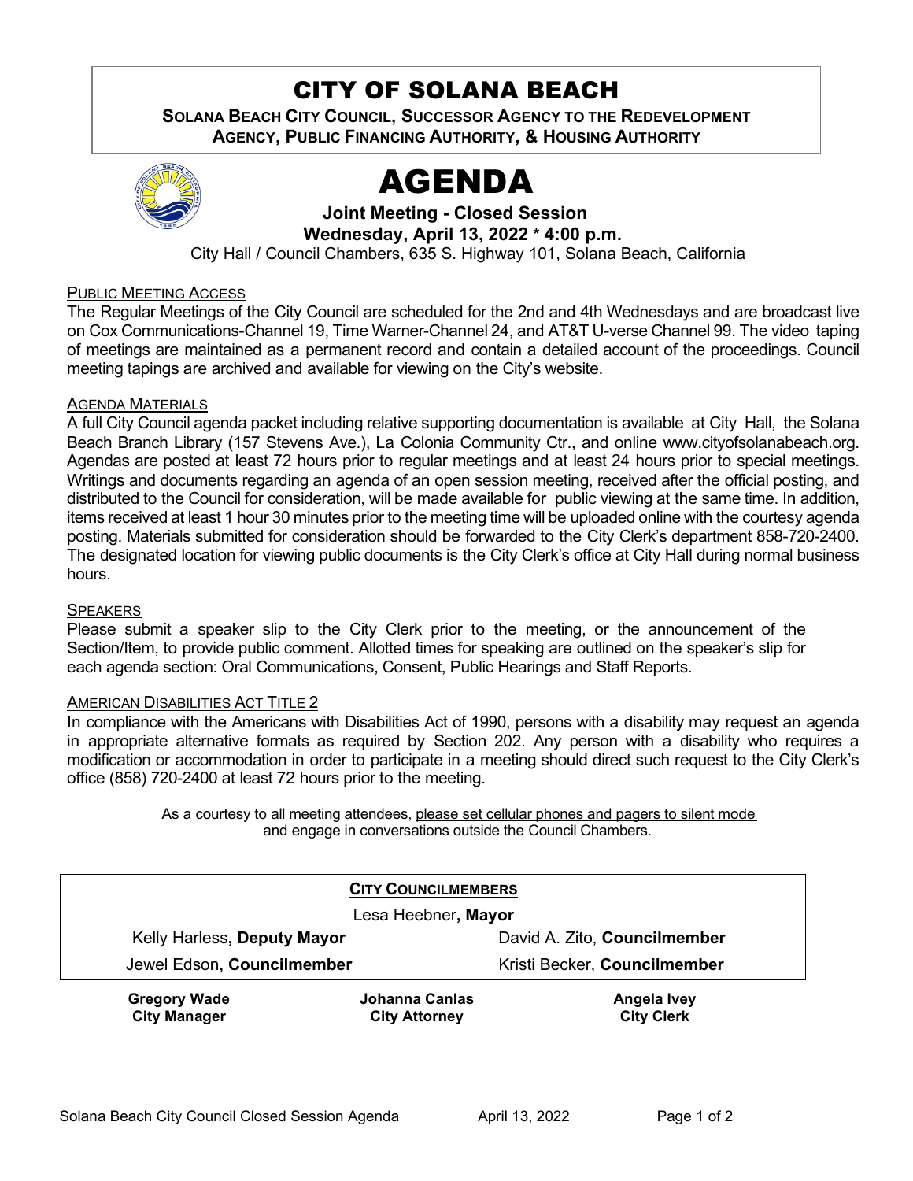# CITY OF SOLANA BEACH

**SOLANA BEACH CITY COUNCIL, SUCCESSOR AGENCY TO THE REDEVELOPMENT AGENCY, PUBLIC FINANCING AUTHORITY, & HOUSING AUTHORITY**

# AGENDA

**Joint Meeting - Closed Session**

**Wednesday, April 13, 2022 * 4:00 p.m.**

City Hall / Council Chambers, 635 S. Highway 101, Solana Beach, California

PUBLIC MEETING ACCESS

The Regular Meetings of the City Council are scheduled for the 2nd and 4th Wednesdays and are broadcast live on Cox Communications-Channel 19, Time Warner-Channel 24, and AT&T U-verse Channel 99. The video taping of meetings are maintained as a permanent record and contain a detailed account of the proceedings. Council meeting tapings are archived and available for viewing on the City's website.

AGENDA MATERIALS

A full City Council agenda packet including relative supporting documentation is available at City Hall, the Solana Beach Branch Library (157 Stevens Ave.), La Colonia Community Ctr., and online www.cityofsolanabeach.org. Agendas are posted at least 72 hours prior to regular meetings and at least 24 hours prior to special meetings. Writings and documents regarding an agenda of an open session meeting, received after the official posting, and distributed to the Council for consideration, will be made available for public viewing at the same time. In addition, items received at least 1 hour 30 minutes prior to the meeting time will be uploaded online with the courtesy agenda posting. Materials submitted for consideration should be forwarded to the City Clerk's department 858-720-2400. The designated location for viewing public documents is the City Clerk's office at City Hall during normal business hours.

SPEAKERS

Please submit a speaker slip to the City Clerk prior to the meeting, or the announcement of the Section/Item, to provide public comment. Allotted times for speaking are outlined on the speaker's slip for each agenda section: Oral Communications, Consent, Public Hearings and Staff Reports.

AMERICAN DISABILITIES ACT TITLE 2

In compliance with the Americans with Disabilities Act of 1990, persons with a disability may request an agenda in appropriate alternative formats as required by Section 202. Any person with a disability who requires a modification or accommodation in order to participate in a meeting should direct such request to the City Clerk's office (858) 720-2400 at least 72 hours prior to the meeting.

As a courtesy to all meeting attendees, please set cellular phones and pagers to silent mode and engage in conversations outside the Council Chambers.

**CITY COUNCILMEMBERS**

Lesa Heebner, **Mayor**

| | |
|---|---|
| Kelly Harless, **Deputy Mayor** | David A. Zito, **Councilmember** |
| Jewel Edson, **Councilmember** | Kristi Becker, **Councilmember** |

| | | |
|---|---|---|
| **Gregory Wade** | **Johanna Canlas** | **Angela Ivey** |
| **City Manager** | **City Attorney** | **City Clerk** |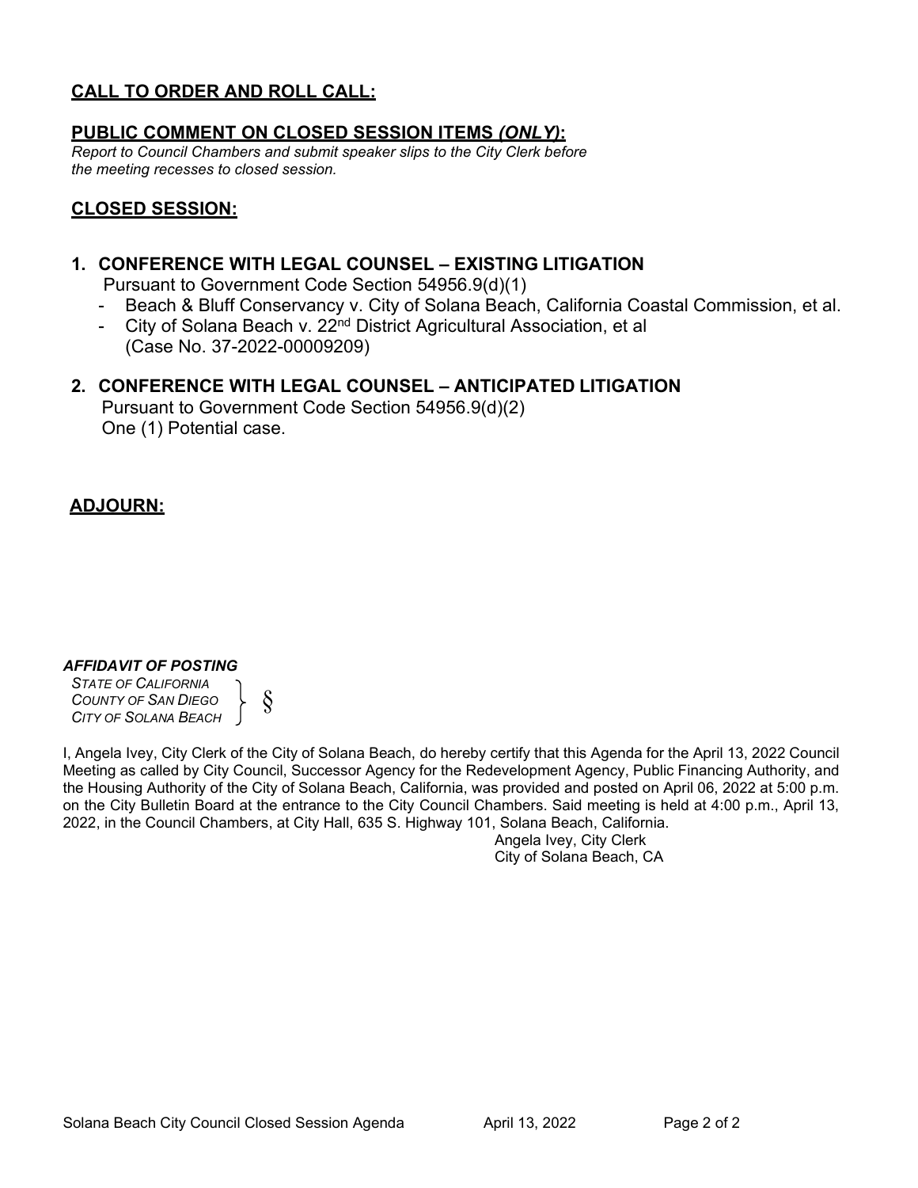## CALL TO ORDER AND ROLL CALL:

## PUBLIC COMMENT ON CLOSED SESSION ITEMS *(ONLY)*:

*Report to Council Chambers and submit speaker slips to the City Clerk before the meeting recesses to closed session.*

## CLOSED SESSION:

### 1. CONFERENCE WITH LEGAL COUNSEL – EXISTING LITIGATION

Pursuant to Government Code Section 54956.9(d)(1)

- Beach & Bluff Conservancy v. City of Solana Beach, California Coastal Commission, et al.
- City of Solana Beach v. 22nd District Agricultural Association, et al (Case No. 37-2022-00009209)

### 2. CONFERENCE WITH LEGAL COUNSEL – ANTICIPATED LITIGATION

Pursuant to Government Code Section 54956.9(d)(2)
One (1) Potential case.

## ADJOURN:

***AFFIDAVIT OF POSTING***

*STATE OF CALIFORNIA*
*COUNTY OF SAN DIEGO* } §
*CITY OF SOLANA BEACH*

I, Angela Ivey, City Clerk of the City of Solana Beach, do hereby certify that this Agenda for the April 13, 2022 Council Meeting as called by City Council, Successor Agency for the Redevelopment Agency, Public Financing Authority, and the Housing Authority of the City of Solana Beach, California, was provided and posted on April 06, 2022 at 5:00 p.m. on the City Bulletin Board at the entrance to the City Council Chambers. Said meeting is held at 4:00 p.m., April 13, 2022, in the Council Chambers, at City Hall, 635 S. Highway 101, Solana Beach, California.

Angela Ivey, City Clerk
City of Solana Beach, CA